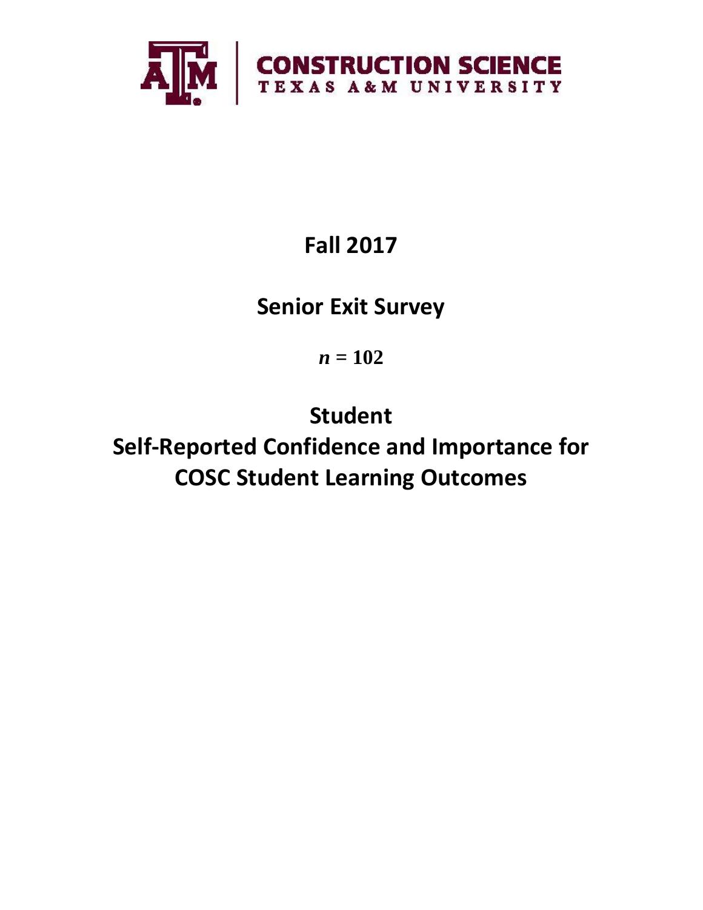CONSTRUCTION SCIENCE
TEXAS A&M UNIVERSITY

# Fall 2017

# Senior Exit Survey

$n$ = 102

# Student Self-Reported Confidence and Importance for COSC Student Learning Outcomes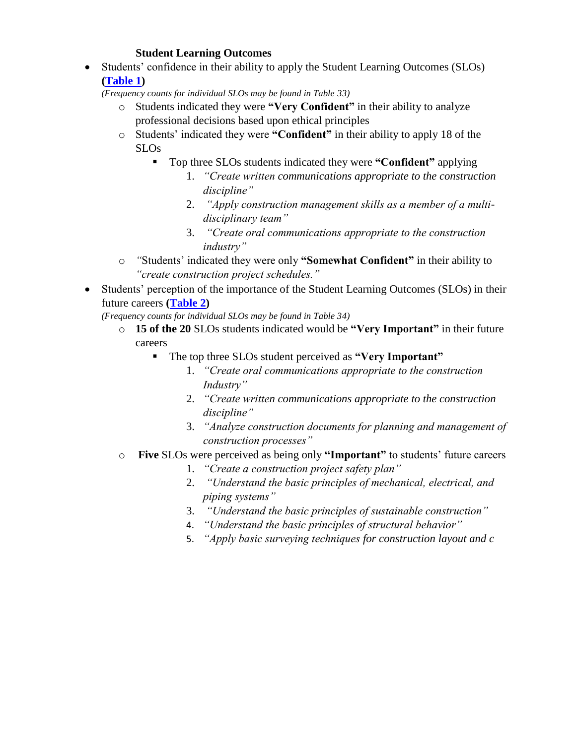**Student Learning Outcomes**

- Students' confidence in their ability to apply the Student Learning Outcomes (SLOs) **([Table 1](#))**
  
  *(Frequency counts for individual SLOs may be found in Table 33)*
  - Students indicated they were **"Very Confident"** in their ability to analyze professional decisions based upon ethical principles
  - Students' indicated they were **"Confident"** in their ability to apply 18 of the SLOs
    - Top three SLOs students indicated they were **"Confident"** applying
      1. *"Create written communications appropriate to the construction discipline"*
      2. *"Apply construction management skills as a member of a multi-disciplinary team"*
      3. *"Create oral communications appropriate to the construction industry"*
  - *"*Students' indicated they were only **"Somewhat Confident"** in their ability to *"create construction project schedules."*
- Students' perception of the importance of the Student Learning Outcomes (SLOs) in their future careers **([Table 2](#))**
  
  *(Frequency counts for individual SLOs may be found in Table 34)*
  - **15 of the 20** SLOs students indicated would be **"Very Important"** in their future careers
    - The top three SLOs student perceived as **"Very Important"**
      1. *"Create oral communications appropriate to the construction Industry"*
      2. *"Create written communications appropriate to the construction discipline"*
      3. *"Analyze construction documents for planning and management of construction processes"*
  - **Five** SLOs were perceived as being only **"Important"** to students' future careers
      1. *"Create a construction project safety plan"*
      2. *"Understand the basic principles of mechanical, electrical, and piping systems"*
      3. *"Understand the basic principles of sustainable construction"*
      4. *"Understand the basic principles of structural behavior"*
      5. *"Apply basic surveying techniques for construction layout and c*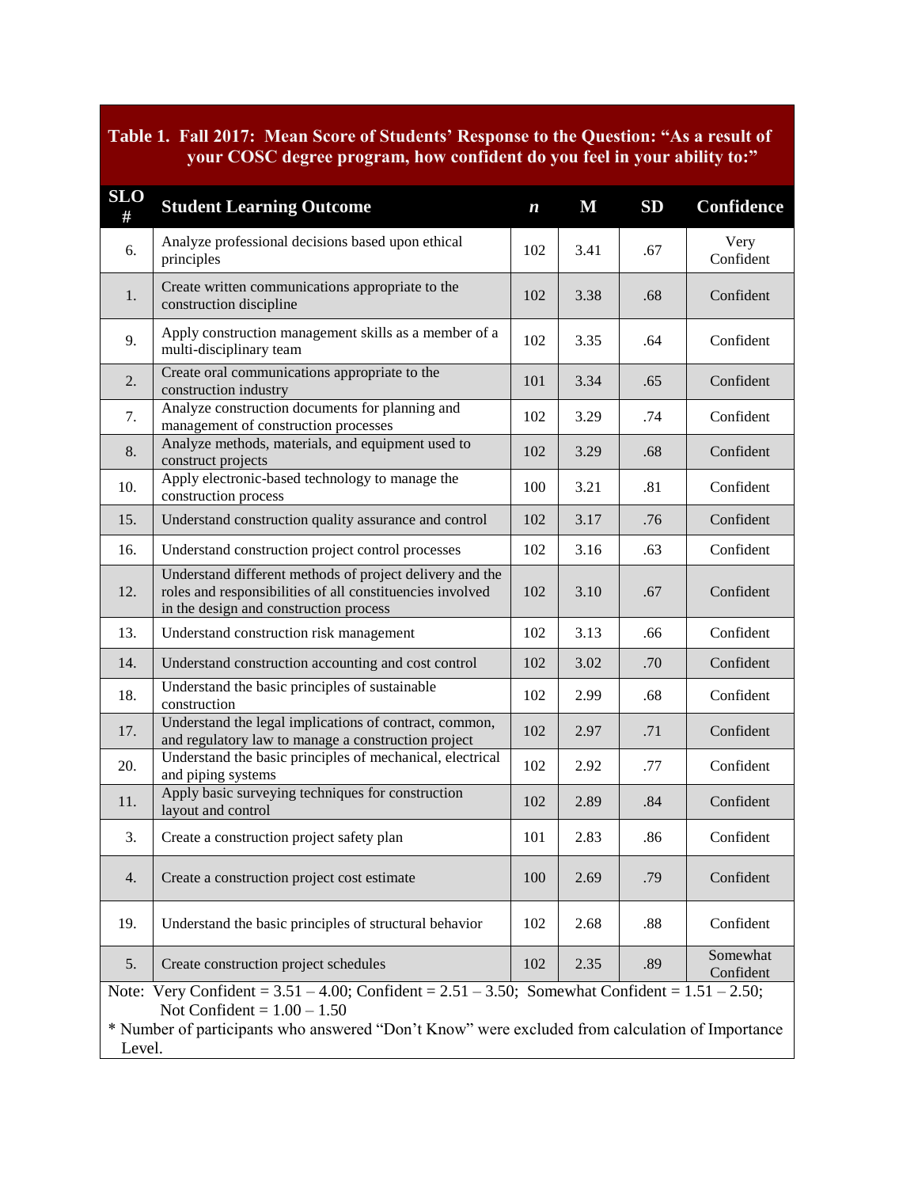**Table 1. Fall 2017: Mean Score of Students' Response to the Question: "As a result of your COSC degree program, how confident do you feel in your ability to:"**

| SLO # | Student Learning Outcome | *n* | M | SD | Confidence |
|---|---|---|---|---|---|
| 6. | Analyze professional decisions based upon ethical principles | 102 | 3.41 | .67 | Very Confident |
| 1. | Create written communications appropriate to the construction discipline | 102 | 3.38 | .68 | Confident |
| 9. | Apply construction management skills as a member of a multi-disciplinary team | 102 | 3.35 | .64 | Confident |
| 2. | Create oral communications appropriate to the construction industry | 101 | 3.34 | .65 | Confident |
| 7. | Analyze construction documents for planning and management of construction processes | 102 | 3.29 | .74 | Confident |
| 8. | Analyze methods, materials, and equipment used to construct projects | 102 | 3.29 | .68 | Confident |
| 10. | Apply electronic-based technology to manage the construction process | 100 | 3.21 | .81 | Confident |
| 15. | Understand construction quality assurance and control | 102 | 3.17 | .76 | Confident |
| 16. | Understand construction project control processes | 102 | 3.16 | .63 | Confident |
| 12. | Understand different methods of project delivery and the roles and responsibilities of all constituencies involved in the design and construction process | 102 | 3.10 | .67 | Confident |
| 13. | Understand construction risk management | 102 | 3.13 | .66 | Confident |
| 14. | Understand construction accounting and cost control | 102 | 3.02 | .70 | Confident |
| 18. | Understand the basic principles of sustainable construction | 102 | 2.99 | .68 | Confident |
| 17. | Understand the legal implications of contract, common, and regulatory law to manage a construction project | 102 | 2.97 | .71 | Confident |
| 20. | Understand the basic principles of mechanical, electrical and piping systems | 102 | 2.92 | .77 | Confident |
| 11. | Apply basic surveying techniques for construction layout and control | 102 | 2.89 | .84 | Confident |
| 3. | Create a construction project safety plan | 101 | 2.83 | .86 | Confident |
| 4. | Create a construction project cost estimate | 100 | 2.69 | .79 | Confident |
| 19. | Understand the basic principles of structural behavior | 102 | 2.68 | .88 | Confident |
| 5. | Create construction project schedules | 102 | 2.35 | .89 | Somewhat Confident |

Note: Very Confident = 3.51 – 4.00; Confident = 2.51 – 3.50; Somewhat Confident = 1.51 – 2.50; Not Confident = 1.00 – 1.50

* Number of participants who answered "Don't Know" were excluded from calculation of Importance Level.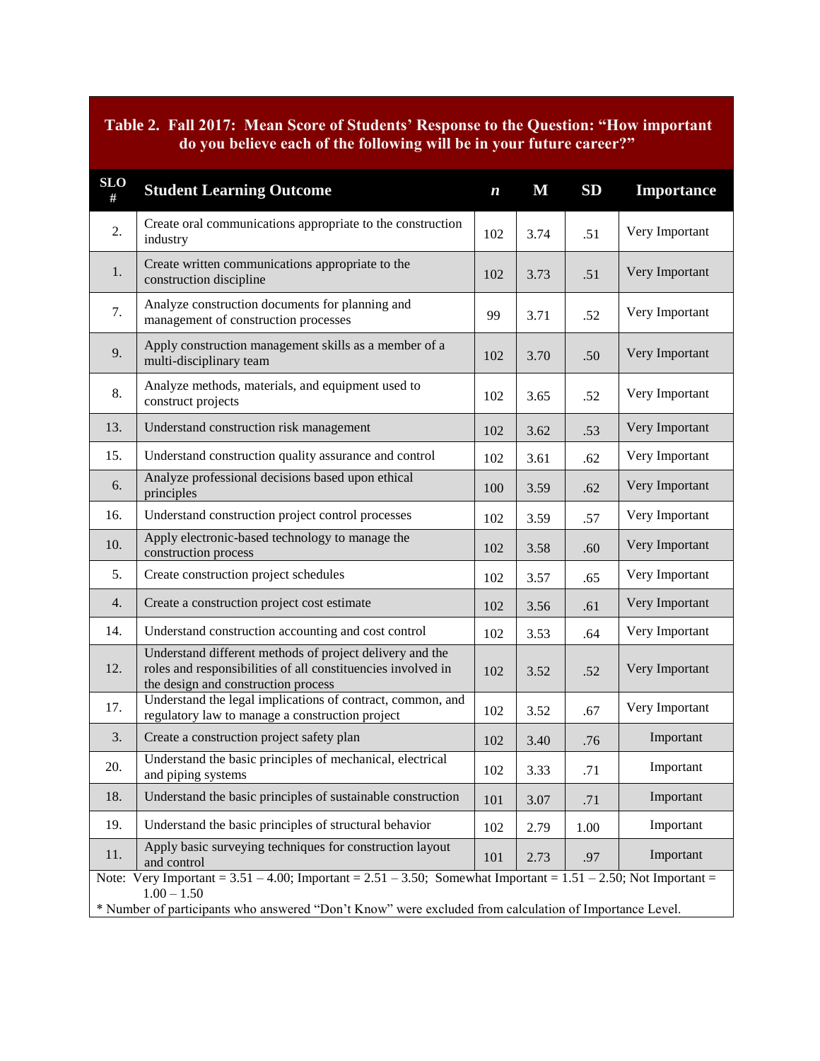**Table 2. Fall 2017: Mean Score of Students' Response to the Question: "How important do you believe each of the following will be in your future career?"**

| SLO # | Student Learning Outcome | *n* | M | SD | Importance |
|---|---|---|---|---|---|
| 2. | Create oral communications appropriate to the construction industry | 102 | 3.74 | .51 | Very Important |
| 1. | Create written communications appropriate to the construction discipline | 102 | 3.73 | .51 | Very Important |
| 7. | Analyze construction documents for planning and management of construction processes | 99 | 3.71 | .52 | Very Important |
| 9. | Apply construction management skills as a member of a multi-disciplinary team | 102 | 3.70 | .50 | Very Important |
| 8. | Analyze methods, materials, and equipment used to construct projects | 102 | 3.65 | .52 | Very Important |
| 13. | Understand construction risk management | 102 | 3.62 | .53 | Very Important |
| 15. | Understand construction quality assurance and control | 102 | 3.61 | .62 | Very Important |
| 6. | Analyze professional decisions based upon ethical principles | 100 | 3.59 | .62 | Very Important |
| 16. | Understand construction project control processes | 102 | 3.59 | .57 | Very Important |
| 10. | Apply electronic-based technology to manage the construction process | 102 | 3.58 | .60 | Very Important |
| 5. | Create construction project schedules | 102 | 3.57 | .65 | Very Important |
| 4. | Create a construction project cost estimate | 102 | 3.56 | .61 | Very Important |
| 14. | Understand construction accounting and cost control | 102 | 3.53 | .64 | Very Important |
| 12. | Understand different methods of project delivery and the roles and responsibilities of all constituencies involved in the design and construction process | 102 | 3.52 | .52 | Very Important |
| 17. | Understand the legal implications of contract, common, and regulatory law to manage a construction project | 102 | 3.52 | .67 | Very Important |
| 3. | Create a construction project safety plan | 102 | 3.40 | .76 | Important |
| 20. | Understand the basic principles of mechanical, electrical and piping systems | 102 | 3.33 | .71 | Important |
| 18. | Understand the basic principles of sustainable construction | 101 | 3.07 | .71 | Important |
| 19. | Understand the basic principles of structural behavior | 102 | 2.79 | 1.00 | Important |
| 11. | Apply basic surveying techniques for construction layout and control | 101 | 2.73 | .97 | Important |

Note: Very Important = 3.51 – 4.00; Important = 2.51 – 3.50; Somewhat Important = 1.51 – 2.50; Not Important = 1.00 – 1.50

* Number of participants who answered "Don't Know" were excluded from calculation of Importance Level.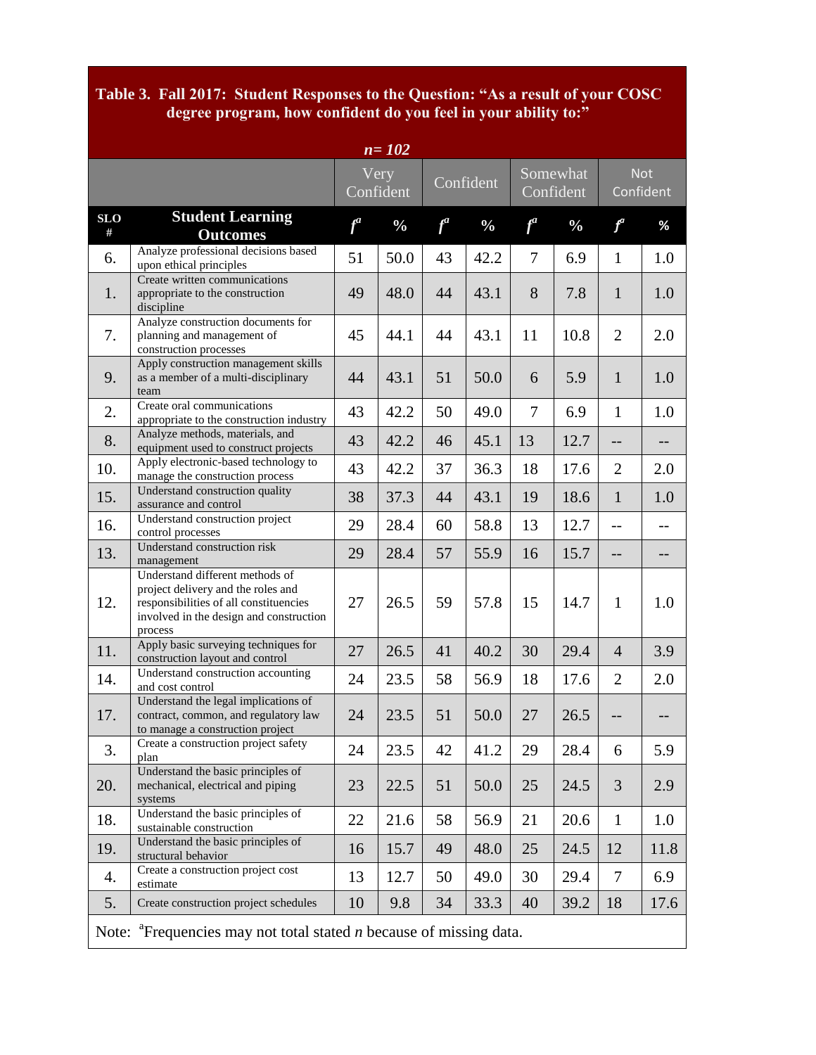**Table 3. Fall 2017: Student Responses to the Question: "As a result of your COSC degree program, how confident do you feel in your ability to:"**

*n* = 102

| | | Very Confident | | Confident | | Somewhat Confident | | Not Confident | |
|---|---|---|---|---|---|---|---|---|---|
| **SLO #** | **Student Learning Outcomes** | $f^a$ | % | $f^a$ | % | $f^a$ | % | $f^a$ | % |
| 6. | Analyze professional decisions based upon ethical principles | 51 | 50.0 | 43 | 42.2 | 7 | 6.9 | 1 | 1.0 |
| 1. | Create written communications appropriate to the construction discipline | 49 | 48.0 | 44 | 43.1 | 8 | 7.8 | 1 | 1.0 |
| 7. | Analyze construction documents for planning and management of construction processes | 45 | 44.1 | 44 | 43.1 | 11 | 10.8 | 2 | 2.0 |
| 9. | Apply construction management skills as a member of a multi-disciplinary team | 44 | 43.1 | 51 | 50.0 | 6 | 5.9 | 1 | 1.0 |
| 2. | Create oral communications appropriate to the construction industry | 43 | 42.2 | 50 | 49.0 | 7 | 6.9 | 1 | 1.0 |
| 8. | Analyze methods, materials, and equipment used to construct projects | 43 | 42.2 | 46 | 45.1 | 13 | 12.7 | -- | -- |
| 10. | Apply electronic-based technology to manage the construction process | 43 | 42.2 | 37 | 36.3 | 18 | 17.6 | 2 | 2.0 |
| 15. | Understand construction quality assurance and control | 38 | 37.3 | 44 | 43.1 | 19 | 18.6 | 1 | 1.0 |
| 16. | Understand construction project control processes | 29 | 28.4 | 60 | 58.8 | 13 | 12.7 | -- | -- |
| 13. | Understand construction risk management | 29 | 28.4 | 57 | 55.9 | 16 | 15.7 | -- | -- |
| 12. | Understand different methods of project delivery and the roles and responsibilities of all constituencies involved in the design and construction process | 27 | 26.5 | 59 | 57.8 | 15 | 14.7 | 1 | 1.0 |
| 11. | Apply basic surveying techniques for construction layout and control | 27 | 26.5 | 41 | 40.2 | 30 | 29.4 | 4 | 3.9 |
| 14. | Understand construction accounting and cost control | 24 | 23.5 | 58 | 56.9 | 18 | 17.6 | 2 | 2.0 |
| 17. | Understand the legal implications of contract, common, and regulatory law to manage a construction project | 24 | 23.5 | 51 | 50.0 | 27 | 26.5 | -- | -- |
| 3. | Create a construction project safety plan | 24 | 23.5 | 42 | 41.2 | 29 | 28.4 | 6 | 5.9 |
| 20. | Understand the basic principles of mechanical, electrical and piping systems | 23 | 22.5 | 51 | 50.0 | 25 | 24.5 | 3 | 2.9 |
| 18. | Understand the basic principles of sustainable construction | 22 | 21.6 | 58 | 56.9 | 21 | 20.6 | 1 | 1.0 |
| 19. | Understand the basic principles of structural behavior | 16 | 15.7 | 49 | 48.0 | 25 | 24.5 | 12 | 11.8 |
| 4. | Create a construction project cost estimate | 13 | 12.7 | 50 | 49.0 | 30 | 29.4 | 7 | 6.9 |
| 5. | Create construction project schedules | 10 | 9.8 | 34 | 33.3 | 40 | 39.2 | 18 | 17.6 |

Note: [a]Frequencies may not total stated *n* because of missing data.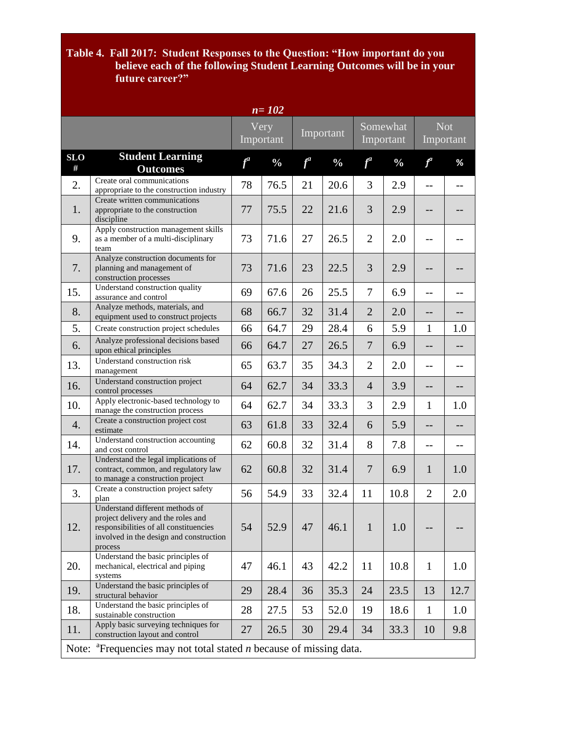**Table 4. Fall 2017: Student Responses to the Question: "How important do you believe each of the following Student Learning Outcomes will be in your future career?"**

*n= 102*

| | | Very Important | | Important | | Somewhat Important | | Not Important | |
|---|---|---|---|---|---|---|---|---|---|
| SLO # | Student Learning Outcomes | $f^a$ | % | $f^a$ | % | $f^a$ | % | $f^a$ | % |
| 2. | Create oral communications appropriate to the construction industry | 78 | 76.5 | 21 | 20.6 | 3 | 2.9 | -- | -- |
| 1. | Create written communications appropriate to the construction discipline | 77 | 75.5 | 22 | 21.6 | 3 | 2.9 | -- | -- |
| 9. | Apply construction management skills as a member of a multi-disciplinary team | 73 | 71.6 | 27 | 26.5 | 2 | 2.0 | -- | -- |
| 7. | Analyze construction documents for planning and management of construction processes | 73 | 71.6 | 23 | 22.5 | 3 | 2.9 | -- | -- |
| 15. | Understand construction quality assurance and control | 69 | 67.6 | 26 | 25.5 | 7 | 6.9 | -- | -- |
| 8. | Analyze methods, materials, and equipment used to construct projects | 68 | 66.7 | 32 | 31.4 | 2 | 2.0 | -- | -- |
| 5. | Create construction project schedules | 66 | 64.7 | 29 | 28.4 | 6 | 5.9 | 1 | 1.0 |
| 6. | Analyze professional decisions based upon ethical principles | 66 | 64.7 | 27 | 26.5 | 7 | 6.9 | -- | -- |
| 13. | Understand construction risk management | 65 | 63.7 | 35 | 34.3 | 2 | 2.0 | -- | -- |
| 16. | Understand construction project control processes | 64 | 62.7 | 34 | 33.3 | 4 | 3.9 | -- | -- |
| 10. | Apply electronic-based technology to manage the construction process | 64 | 62.7 | 34 | 33.3 | 3 | 2.9 | 1 | 1.0 |
| 4. | Create a construction project cost estimate | 63 | 61.8 | 33 | 32.4 | 6 | 5.9 | -- | -- |
| 14. | Understand construction accounting and cost control | 62 | 60.8 | 32 | 31.4 | 8 | 7.8 | -- | -- |
| 17. | Understand the legal implications of contract, common, and regulatory law to manage a construction project | 62 | 60.8 | 32 | 31.4 | 7 | 6.9 | 1 | 1.0 |
| 3. | Create a construction project safety plan | 56 | 54.9 | 33 | 32.4 | 11 | 10.8 | 2 | 2.0 |
| 12. | Understand different methods of project delivery and the roles and responsibilities of all constituencies involved in the design and construction process | 54 | 52.9 | 47 | 46.1 | 1 | 1.0 | -- | -- |
| 20. | Understand the basic principles of mechanical, electrical and piping systems | 47 | 46.1 | 43 | 42.2 | 11 | 10.8 | 1 | 1.0 |
| 19. | Understand the basic principles of structural behavior | 29 | 28.4 | 36 | 35.3 | 24 | 23.5 | 13 | 12.7 |
| 18. | Understand the basic principles of sustainable construction | 28 | 27.5 | 53 | 52.0 | 19 | 18.6 | 1 | 1.0 |
| 11. | Apply basic surveying techniques for construction layout and control | 27 | 26.5 | 30 | 29.4 | 34 | 33.3 | 10 | 9.8 |

Note: [a]Frequencies may not total stated *n* because of missing data.